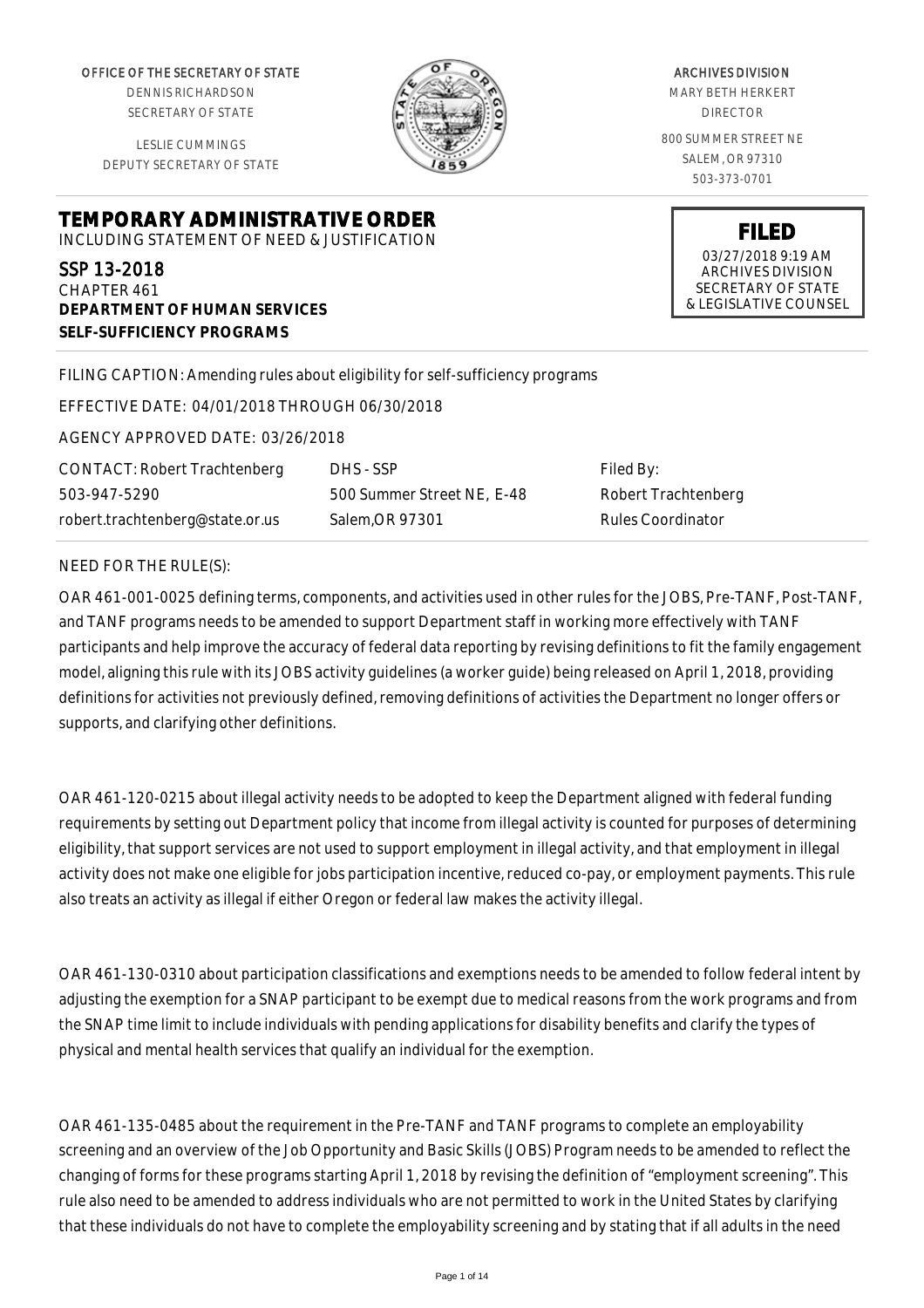OFFICE OF THE SECRETARY OF STATE
DENNIS RICHARDSON
SECRETARY OF STATE

LESLIE CUMMINGS
DEPUTY SECRETARY OF STATE

ARCHIVES DIVISION
MARY BETH HERKERT
DIRECTOR

800 SUMMER STREET NE
SALEM, OR 97310
503-373-0701

**FILED**
03/27/2018 9:19 AM
ARCHIVES DIVISION
SECRETARY OF STATE
& LEGISLATIVE COUNSEL

# TEMPORARY ADMINISTRATIVE ORDER

INCLUDING STATEMENT OF NEED & JUSTIFICATION

SSP 13-2018
CHAPTER 461
**DEPARTMENT OF HUMAN SERVICES**
**SELF-SUFFICIENCY PROGRAMS**

FILING CAPTION: Amending rules about eligibility for self-sufficiency programs

EFFECTIVE DATE: 04/01/2018 THROUGH 06/30/2018

AGENCY APPROVED DATE: 03/26/2018

| CONTACT: Robert Trachtenberg | DHS - SSP | Filed By: |
|---|---|---|
| 503-947-5290 | 500 Summer Street NE, E-48 | Robert Trachtenberg |
| robert.trachtenberg@state.or.us | Salem,OR 97301 | Rules Coordinator |

NEED FOR THE RULE(S):

OAR 461-001-0025 defining terms, components, and activities used in other rules for the JOBS, Pre-TANF, Post-TANF, and TANF programs needs to be amended to support Department staff in working more effectively with TANF participants and help improve the accuracy of federal data reporting by revising definitions to fit the family engagement model, aligning this rule with its JOBS activity guidelines (a worker guide) being released on April 1, 2018, providing definitions for activities not previously defined, removing definitions of activities the Department no longer offers or supports, and clarifying other definitions.

OAR 461-120-0215 about illegal activity needs to be adopted to keep the Department aligned with federal funding requirements by setting out Department policy that income from illegal activity is counted for purposes of determining eligibility, that support services are not used to support employment in illegal activity, and that employment in illegal activity does not make one eligible for jobs participation incentive, reduced co-pay, or employment payments. This rule also treats an activity as illegal if either Oregon or federal law makes the activity illegal.

OAR 461-130-0310 about participation classifications and exemptions needs to be amended to follow federal intent by adjusting the exemption for a SNAP participant to be exempt due to medical reasons from the work programs and from the SNAP time limit to include individuals with pending applications for disability benefits and clarify the types of physical and mental health services that qualify an individual for the exemption.

OAR 461-135-0485 about the requirement in the Pre-TANF and TANF programs to complete an employability screening and an overview of the Job Opportunity and Basic Skills (JOBS) Program needs to be amended to reflect the changing of forms for these programs starting April 1, 2018 by revising the definition of "employment screening". This rule also need to be amended to address individuals who are not permitted to work in the United States by clarifying that these individuals do not have to complete the employability screening and by stating that if all adults in the need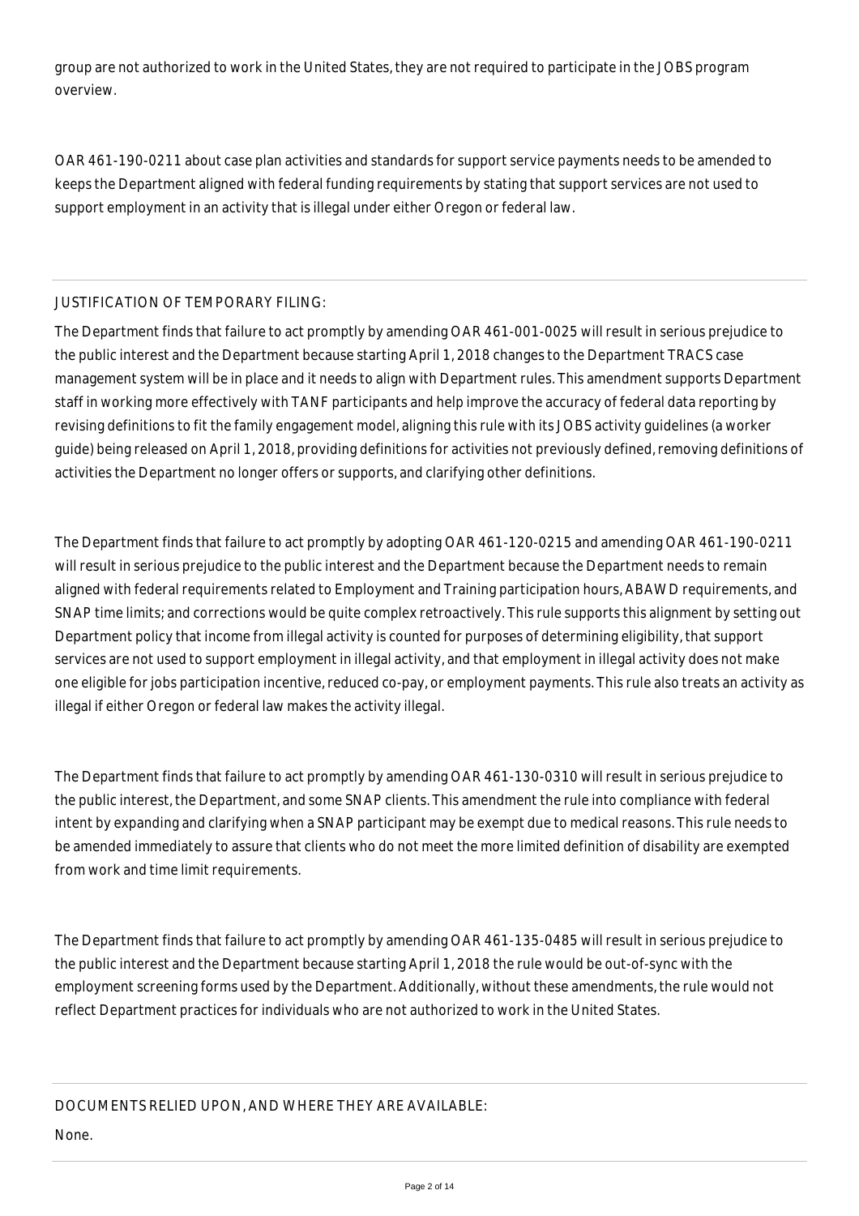group are not authorized to work in the United States, they are not required to participate in the JOBS program overview.

OAR 461-190-0211 about case plan activities and standards for support service payments needs to be amended to keeps the Department aligned with federal funding requirements by stating that support services are not used to support employment in an activity that is illegal under either Oregon or federal law.

JUSTIFICATION OF TEMPORARY FILING:

The Department finds that failure to act promptly by amending OAR 461-001-0025 will result in serious prejudice to the public interest and the Department because starting April 1, 2018 changes to the Department TRACS case management system will be in place and it needs to align with Department rules. This amendment supports Department staff in working more effectively with TANF participants and help improve the accuracy of federal data reporting by revising definitions to fit the family engagement model, aligning this rule with its JOBS activity guidelines (a worker guide) being released on April 1, 2018, providing definitions for activities not previously defined, removing definitions of activities the Department no longer offers or supports, and clarifying other definitions.

The Department finds that failure to act promptly by adopting OAR 461-120-0215 and amending OAR 461-190-0211 will result in serious prejudice to the public interest and the Department because the Department needs to remain aligned with federal requirements related to Employment and Training participation hours, ABAWD requirements, and SNAP time limits; and corrections would be quite complex retroactively. This rule supports this alignment by setting out Department policy that income from illegal activity is counted for purposes of determining eligibility, that support services are not used to support employment in illegal activity, and that employment in illegal activity does not make one eligible for jobs participation incentive, reduced co-pay, or employment payments. This rule also treats an activity as illegal if either Oregon or federal law makes the activity illegal.

The Department finds that failure to act promptly by amending OAR 461-130-0310 will result in serious prejudice to the public interest, the Department, and some SNAP clients. This amendment the rule into compliance with federal intent by expanding and clarifying when a SNAP participant may be exempt due to medical reasons. This rule needs to be amended immediately to assure that clients who do not meet the more limited definition of disability are exempted from work and time limit requirements.

The Department finds that failure to act promptly by amending OAR 461-135-0485 will result in serious prejudice to the public interest and the Department because starting April 1, 2018 the rule would be out-of-sync with the employment screening forms used by the Department. Additionally, without these amendments, the rule would not reflect Department practices for individuals who are not authorized to work in the United States.

DOCUMENTS RELIED UPON, AND WHERE THEY ARE AVAILABLE:

None.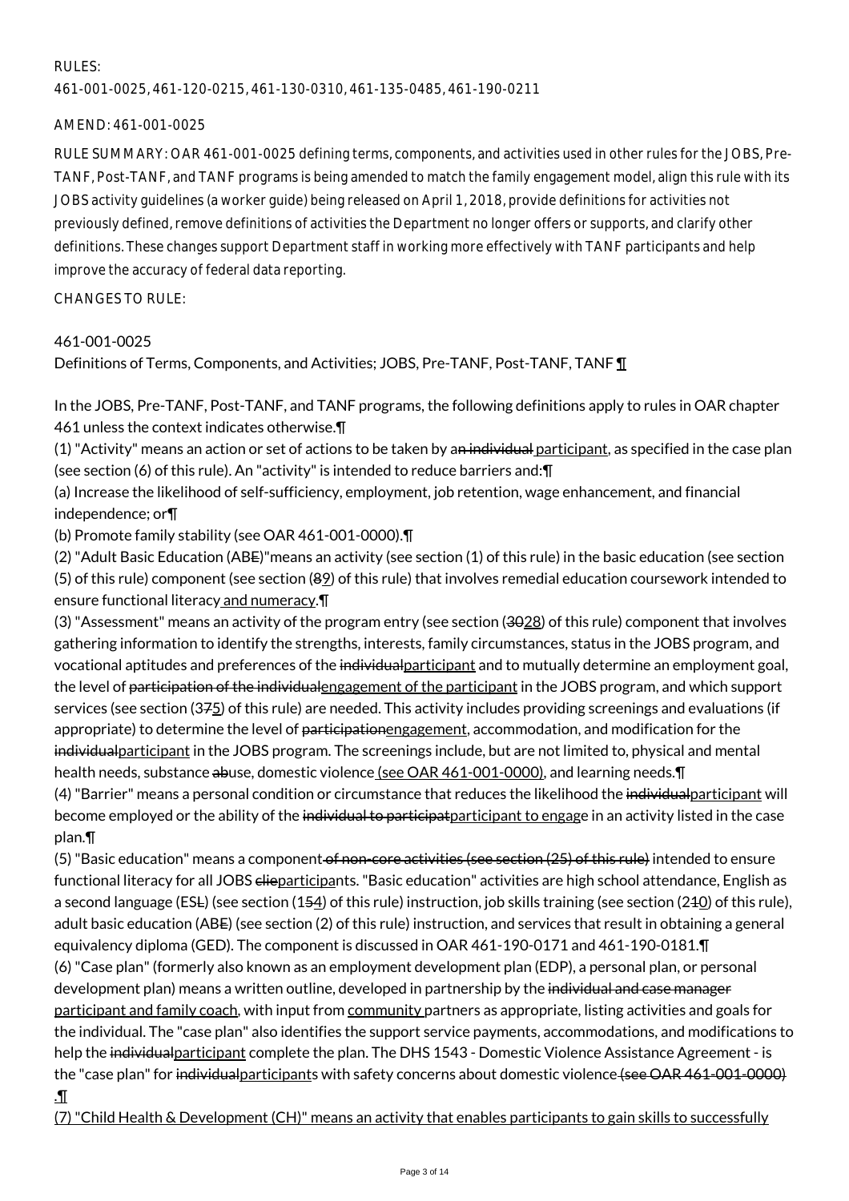RULES:
461-001-0025, 461-120-0215, 461-130-0310, 461-135-0485, 461-190-0211

AMEND: 461-001-0025

RULE SUMMARY: OAR 461-001-0025 defining terms, components, and activities used in other rules for the JOBS, Pre-TANF, Post-TANF, and TANF programs is being amended to match the family engagement model, align this rule with its JOBS activity guidelines (a worker guide) being released on April 1, 2018, provide definitions for activities not previously defined, remove definitions of activities the Department no longer offers or supports, and clarify other definitions. These changes support Department staff in working more effectively with TANF participants and help improve the accuracy of federal data reporting.

CHANGES TO RULE:

461-001-0025
Definitions of Terms, Components, and Activities; JOBS, Pre-TANF, Post-TANF, TANF ¶

In the JOBS, Pre-TANF, Post-TANF, and TANF programs, the following definitions apply to rules in OAR chapter 461 unless the context indicates otherwise.¶
(1) "Activity" means an action or set of actions to be taken by an individual participant, as specified in the case plan (see section (6) of this rule). An "activity" is intended to reduce barriers and:¶
(a) Increase the likelihood of self-sufficiency, employment, job retention, wage enhancement, and financial independence; or¶
(b) Promote family stability (see OAR 461-001-0000).¶
(2) "Adult Basic Education (ABE)"means an activity (see section (1) of this rule) in the basic education (see section (5) of this rule) component (see section (89) of this rule) that involves remedial education coursework intended to ensure functional literacy and numeracy.¶
(3) "Assessment" means an activity of the program entry (see section (3028) of this rule) component that involves gathering information to identify the strengths, interests, family circumstances, status in the JOBS program, and vocational aptitudes and preferences of the individualparticipant and to mutually determine an employment goal, the level of participation of the individualengagement of the participant in the JOBS program, and which support services (see section (375) of this rule) are needed. This activity includes providing screenings and evaluations (if appropriate) to determine the level of participationengagement, accommodation, and modification for the individualparticipant in the JOBS program. The screenings include, but are not limited to, physical and mental health needs, substance abuse, domestic violence (see OAR 461-001-0000), and learning needs.¶
(4) "Barrier" means a personal condition or circumstance that reduces the likelihood the individualparticipant will become employed or the ability of the individual to participatparticipant to engage in an activity listed in the case plan.¶
(5) "Basic education" means a component of non-core activities (see section (25) of this rule) intended to ensure functional literacy for all JOBS clieparticipants. "Basic education" activities are high school attendance, English as a second language (ESL) (see section (154) of this rule) instruction, job skills training (see section (210) of this rule), adult basic education (ABE) (see section (2) of this rule) instruction, and services that result in obtaining a general equivalency diploma (GED). The component is discussed in OAR 461-190-0171 and 461-190-0181.¶
(6) "Case plan" (formerly also known as an employment development plan (EDP), a personal plan, or personal development plan) means a written outline, developed in partnership by the individual and case manager participant and family coach, with input from community partners as appropriate, listing activities and goals for the individual. The "case plan" also identifies the support service payments, accommodations, and modifications to help the individualparticipant complete the plan. The DHS 1543 - Domestic Violence Assistance Agreement - is the "case plan" for individualparticipants with safety concerns about domestic violence (see OAR 461-001-0000).¶
(7) "Child Health & Development (CH)" means an activity that enables participants to gain skills to successfully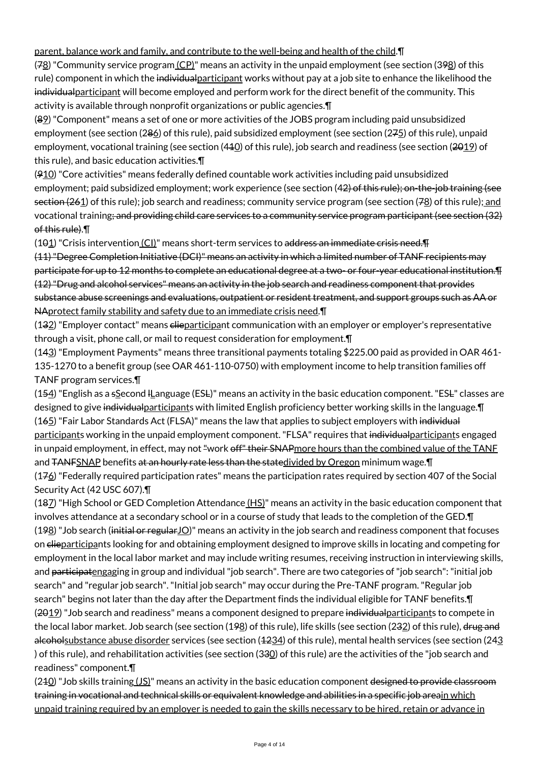parent, balance work and family, and contribute to the well-being and health of the child.¶

(78) "Community service program (CP)" means an activity in the unpaid employment (see section (398) of this rule) component in the which the individualparticipant works without pay at a job site to enhance the likelihood the individualparticipant will become employed and perform work for the direct benefit of the community. This activity is available through nonprofit organizations or public agencies.¶

(89) "Component" means a set of one or more activities of the JOBS program including paid unsubsidized employment (see section (286) of this rule), paid subsidized employment (see section (275) of this rule), unpaid employment, vocational training (see section (410) of this rule), job search and readiness (see section (2019) of this rule), and basic education activities.¶

(910) "Core activities" means federally defined countable work activities including paid unsubsidized employment; paid subsidized employment; work experience (see section (42) of this rule); on-the-job training (see section (261) of this rule); job search and readiness; community service program (see section (78) of this rule); and vocational training; and providing child care services to a community service program participant (see section (32) of this rule).¶

(101) "Crisis intervention (CI)" means short-term services to address an immediate crisis need.¶
(11) "Degree Completion Initiative (DCI)" means an activity in which a limited number of TANF recipients may participate for up to 12 months to complete an educational degree at a two- or four-year educational institution.¶
(12) "Drug and alcohol services" means an activity in the job search and readiness component that provides substance abuse screenings and evaluations, outpatient or resident treatment, and support groups such as AA or NAprotect family stability and safety due to an immediate crisis need.¶

(132) "Employer contact" means clieparticipant communication with an employer or employer's representative through a visit, phone call, or mail to request consideration for employment.¶

(143) "Employment Payments" means three transitional payments totaling $225.00 paid as provided in OAR 461-135-1270 to a benefit group (see OAR 461-110-0750) with employment income to help transition families off TANF program services.¶

(154) "English as a sSecond lLanguage (ESL)" means an activity in the basic education component. "ESL" classes are designed to give individualparticipants with limited English proficiency better working skills in the language.¶

(165) "Fair Labor Standards Act (FLSA)" means the law that applies to subject employers with individual participants working in the unpaid employment component. "FLSA" requires that individualparticipants engaged in unpaid employment, in effect, may not "work off" their SNAPmore hours than the combined value of the TANF and TANFSNAP benefits at an hourly rate less than the statedivided by Oregon minimum wage.¶

(176) "Federally required participation rates" means the participation rates required by section 407 of the Social Security Act (42 USC 607).¶

(187) "High School or GED Completion Attendance (HS)" means an activity in the basic education component that involves attendance at a secondary school or in a course of study that leads to the completion of the GED.¶

(198) "Job search (initial or regularJO)" means an activity in the job search and readiness component that focuses on clieparticipants looking for and obtaining employment designed to improve skills in locating and competing for employment in the local labor market and may include writing resumes, receiving instruction in interviewing skills, and participatengaging in group and individual "job search". There are two categories of "job search": "initial job search" and "regular job search". "Initial job search" may occur during the Pre-TANF program. "Regular job search" begins not later than the day after the Department finds the individual eligible for TANF benefits.¶

(2019) "Job search and readiness" means a component designed to prepare individualparticipants to compete in the local labor market. Job search (see section (198) of this rule), life skills (see section (232) of this rule), drug and alcoholsubstance abuse disorder services (see section (1234) of this rule), mental health services (see section (243) of this rule), and rehabilitation activities (see section (330) of this rule) are the activities of the "job search and readiness" component.¶

(210) "Job skills training (JS)" means an activity in the basic education component designed to provide classroom training in vocational and technical skills or equivalent knowledge and abilities in a specific job areain which unpaid training required by an employer is needed to gain the skills necessary to be hired, retain or advance in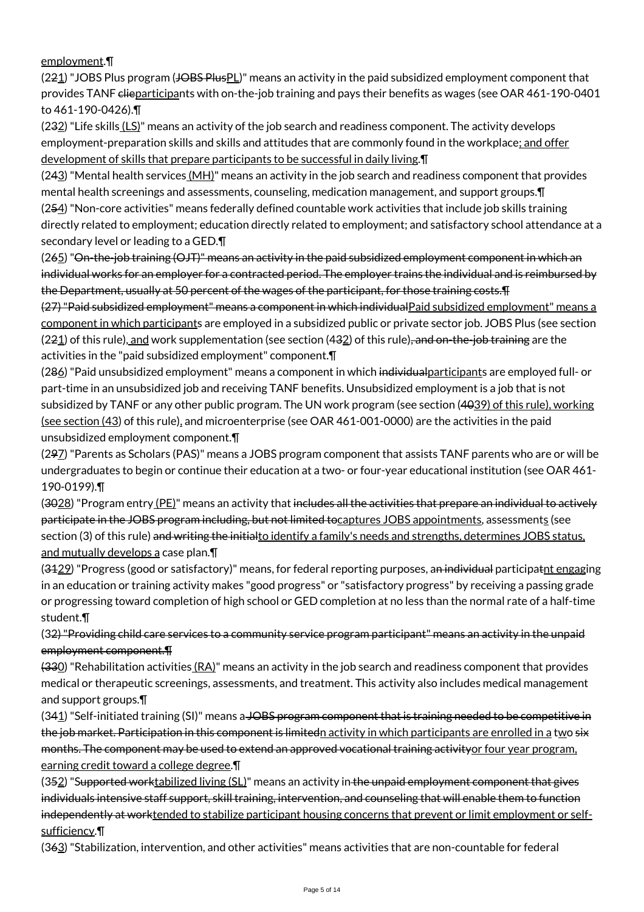employment.¶

(221) "JOBS Plus program (JOBS PlusPL)" means an activity in the paid subsidized employment component that provides TANF clieparticipants with on-the-job training and pays their benefits as wages (see OAR 461-190-0401 to 461-190-0426).¶

(232) "Life skills (LS)" means an activity of the job search and readiness component. The activity develops employment-preparation skills and skills and attitudes that are commonly found in the workplace; and offer development of skills that prepare participants to be successful in daily living.¶

(243) "Mental health services (MH)" means an activity in the job search and readiness component that provides mental health screenings and assessments, counseling, medication management, and support groups.¶

(254) "Non-core activities" means federally defined countable work activities that include job skills training directly related to employment; education directly related to employment; and satisfactory school attendance at a secondary level or leading to a GED.¶

(265) "On-the-job training (OJT)" means an activity in the paid subsidized employment component in which an individual works for an employer for a contracted period. The employer trains the individual and is reimbursed by the Department, usually at 50 percent of the wages of the participant, for those training costs.¶

(27) "Paid subsidized employment" means a component in which individualPaid subsidized employment" means a component in which participants are employed in a subsidized public or private sector job. JOBS Plus (see section (221) of this rule), and work supplementation (see section (432) of this rule), and on-the-job training are the activities in the "paid subsidized employment" component.¶

(286) "Paid unsubsidized employment" means a component in which individualparticipants are employed full- or part-time in an unsubsidized job and receiving TANF benefits. Unsubsidized employment is a job that is not subsidized by TANF or any other public program. The UN work program (see section (4039) of this rule), working (see section (43) of this rule), and microenterprise (see OAR 461-001-0000) are the activities in the paid unsubsidized employment component.¶

(297) "Parents as Scholars (PAS)" means a JOBS program component that assists TANF parents who are or will be undergraduates to begin or continue their education at a two- or four-year educational institution (see OAR 461-190-0199).¶

(3028) "Program entry (PE)" means an activity that includes all the activities that prepare an individual to actively participate in the JOBS program including, but not limited tocaptures JOBS appointments, assessments (see section (3) of this rule) and writing the initialto identify a family's needs and strengths, determines JOBS status, and mutually develops a case plan.¶

(3129) "Progress (good or satisfactory)" means, for federal reporting purposes, an individual participatnt engaging in an education or training activity makes "good progress" or "satisfactory progress" by receiving a passing grade or progressing toward completion of high school or GED completion at no less than the normal rate of a half-time student.¶

(32) "Providing child care services to a community service program participant" means an activity in the unpaid employment component.¶

(330) "Rehabilitation activities (RA)" means an activity in the job search and readiness component that provides medical or therapeutic screenings, assessments, and treatment. This activity also includes medical management and support groups.¶

(341) "Self-initiated training (SI)" means a JOBS program component that is training needed to be competitive in the job market. Participation in this component is limitedn activity in which participants are enrolled in a two six months. The component may be used to extend an approved vocational training activityor four year program, earning credit toward a college degree.¶

(352) "Supported worktabilized living (SL)" means an activity in the unpaid employment component that gives individuals intensive staff support, skill training, intervention, and counseling that will enable them to function independently at worktended to stabilize participant housing concerns that prevent or limit employment or self-sufficiency.¶

(363) "Stabilization, intervention, and other activities" means activities that are non-countable for federal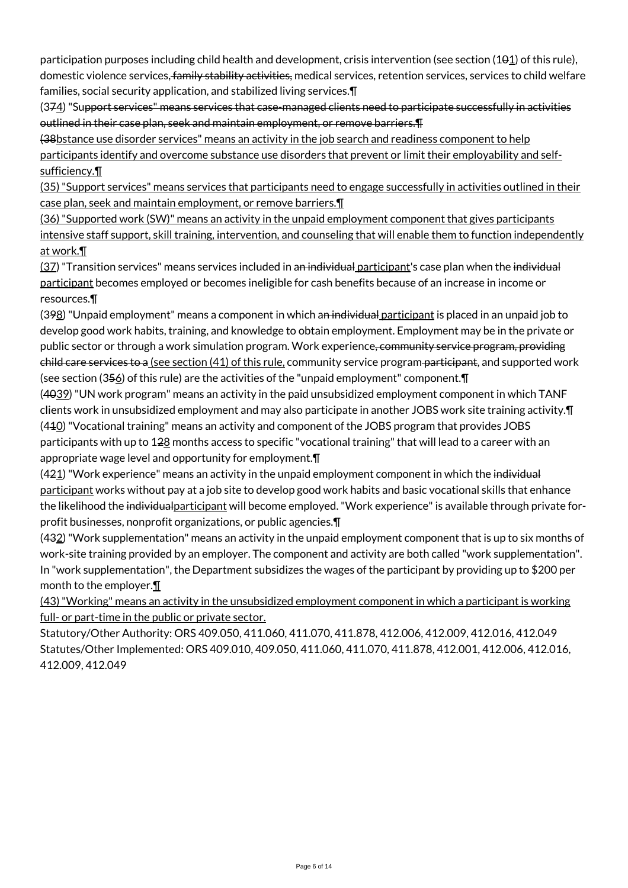participation purposes including child health and development, crisis intervention (see section (101) of this rule), domestic violence services, family stability activities, medical services, retention services, services to child welfare families, social security application, and stabilized living services.¶

(374) "Support services" means services that case-managed clients need to participate successfully in activities outlined in their case plan, seek and maintain employment, or remove barriers.¶

(38bstance use disorder services" means an activity in the job search and readiness component to help participants identify and overcome substance use disorders that prevent or limit their employability and self-sufficiency.¶

(35) "Support services" means services that participants need to engage successfully in activities outlined in their case plan, seek and maintain employment, or remove barriers.¶

(36) "Supported work (SW)" means an activity in the unpaid employment component that gives participants intensive staff support, skill training, intervention, and counseling that will enable them to function independently at work.¶

(37) "Transition services" means services included in an individual participant's case plan when the individual participant becomes employed or becomes ineligible for cash benefits because of an increase in income or resources.¶

(398) "Unpaid employment" means a component in which an individual participant is placed in an unpaid job to develop good work habits, training, and knowledge to obtain employment. Employment may be in the private or public sector or through a work simulation program. Work experience, community service program, providing child care services to a (see section (41) of this rule, community service program participant, and supported work (see section (356) of this rule) are the activities of the "unpaid employment" component.¶

(4039) "UN work program" means an activity in the paid unsubsidized employment component in which TANF clients work in unsubsidized employment and may also participate in another JOBS work site training activity.¶

(410) "Vocational training" means an activity and component of the JOBS program that provides JOBS participants with up to 128 months access to specific "vocational training" that will lead to a career with an appropriate wage level and opportunity for employment.¶

(421) "Work experience" means an activity in the unpaid employment component in which the individual participant works without pay at a job site to develop good work habits and basic vocational skills that enhance the likelihood the individualparticipant will become employed. "Work experience" is available through private for-profit businesses, nonprofit organizations, or public agencies.¶

(432) "Work supplementation" means an activity in the unpaid employment component that is up to six months of work-site training provided by an employer. The component and activity are both called "work supplementation". In "work supplementation", the Department subsidizes the wages of the participant by providing up to $200 per month to the employer.¶

(43) "Working" means an activity in the unsubsidized employment component in which a participant is working full- or part-time in the public or private sector.

Statutory/Other Authority: ORS 409.050, 411.060, 411.070, 411.878, 412.006, 412.009, 412.016, 412.049
Statutes/Other Implemented: ORS 409.010, 409.050, 411.060, 411.070, 411.878, 412.001, 412.006, 412.016, 412.009, 412.049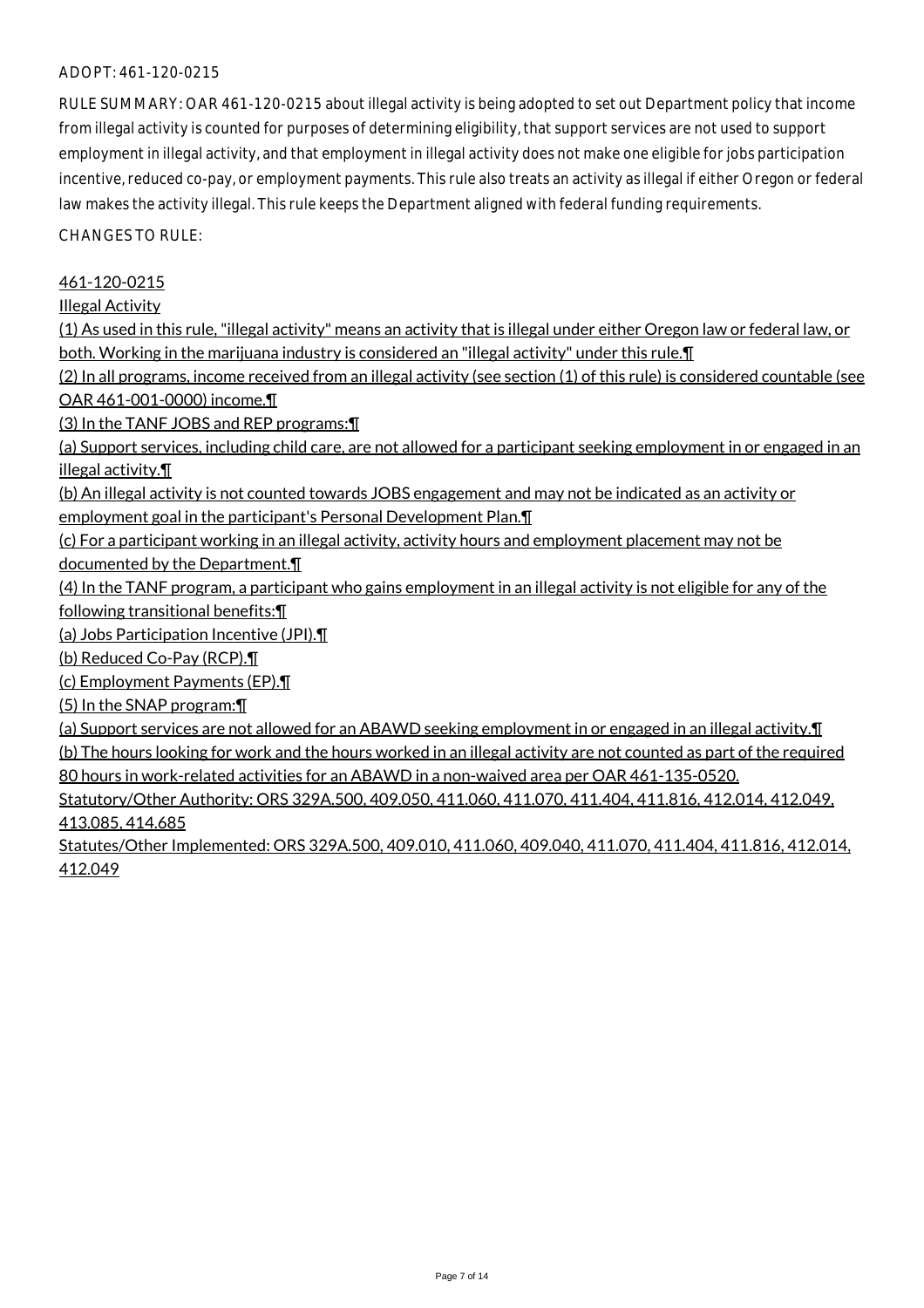ADOPT: 461-120-0215

RULE SUMMARY: OAR 461-120-0215 about illegal activity is being adopted to set out Department policy that income from illegal activity is counted for purposes of determining eligibility, that support services are not used to support employment in illegal activity, and that employment in illegal activity does not make one eligible for jobs participation incentive, reduced co-pay, or employment payments. This rule also treats an activity as illegal if either Oregon or federal law makes the activity illegal. This rule keeps the Department aligned with federal funding requirements.

CHANGES TO RULE:

461-120-0215

Illegal Activity

(1) As used in this rule, "illegal activity" means an activity that is illegal under either Oregon law or federal law, or both. Working in the marijuana industry is considered an "illegal activity" under this rule.¶

(2) In all programs, income received from an illegal activity (see section (1) of this rule) is considered countable (see OAR 461-001-0000) income.¶

(3) In the TANF JOBS and REP programs:¶

(a) Support services, including child care, are not allowed for a participant seeking employment in or engaged in an illegal activity.¶

(b) An illegal activity is not counted towards JOBS engagement and may not be indicated as an activity or employment goal in the participant's Personal Development Plan.¶

(c) For a participant working in an illegal activity, activity hours and employment placement may not be documented by the Department.¶

(4) In the TANF program, a participant who gains employment in an illegal activity is not eligible for any of the following transitional benefits:¶

(a) Jobs Participation Incentive (JPI).¶

(b) Reduced Co-Pay (RCP).¶

(c) Employment Payments (EP).¶

(5) In the SNAP program:¶

(a) Support services are not allowed for an ABAWD seeking employment in or engaged in an illegal activity.¶

(b) The hours looking for work and the hours worked in an illegal activity are not counted as part of the required 80 hours in work-related activities for an ABAWD in a non-waived area per OAR 461-135-0520.

Statutory/Other Authority: ORS 329A.500, 409.050, 411.060, 411.070, 411.404, 411.816, 412.014, 412.049, 413.085, 414.685

Statutes/Other Implemented: ORS 329A.500, 409.010, 411.060, 409.040, 411.070, 411.404, 411.816, 412.014, 412.049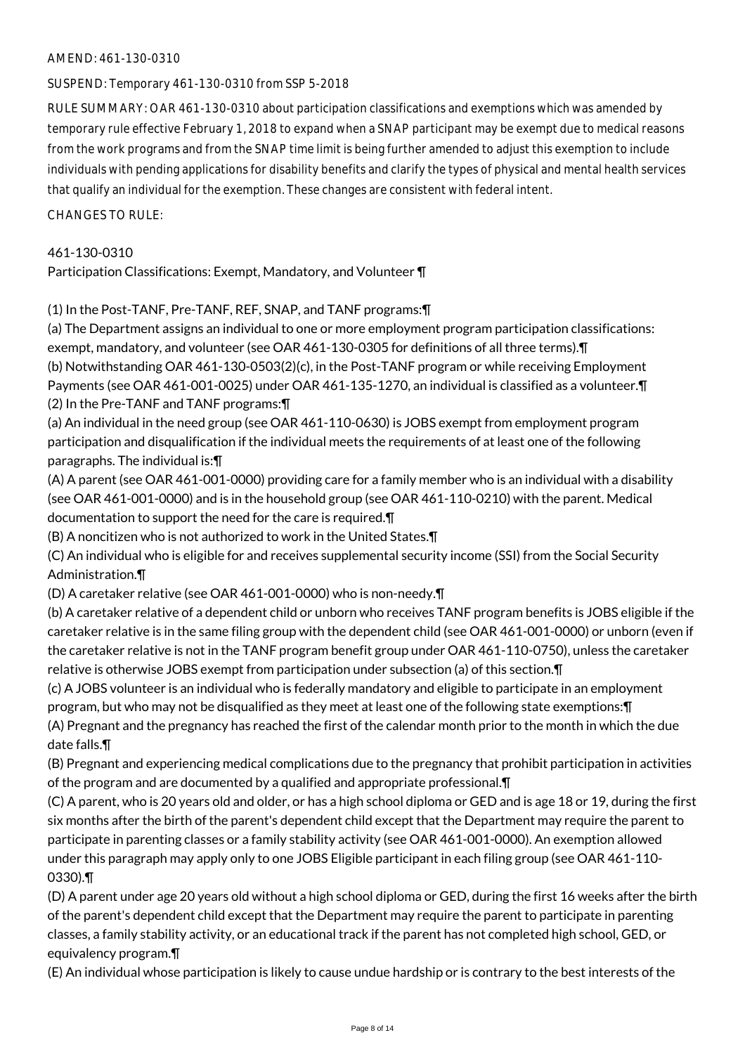AMEND: 461-130-0310

SUSPEND: Temporary 461-130-0310 from SSP 5-2018

RULE SUMMARY: OAR 461-130-0310 about participation classifications and exemptions which was amended by temporary rule effective February 1, 2018 to expand when a SNAP participant may be exempt due to medical reasons from the work programs and from the SNAP time limit is being further amended to adjust this exemption to include individuals with pending applications for disability benefits and clarify the types of physical and mental health services that qualify an individual for the exemption. These changes are consistent with federal intent.

CHANGES TO RULE:

461-130-0310
Participation Classifications: Exempt, Mandatory, and Volunteer ¶

(1) In the Post-TANF, Pre-TANF, REF, SNAP, and TANF programs:¶
(a) The Department assigns an individual to one or more employment program participation classifications: exempt, mandatory, and volunteer (see OAR 461-130-0305 for definitions of all three terms).¶
(b) Notwithstanding OAR 461-130-0503(2)(c), in the Post-TANF program or while receiving Employment Payments (see OAR 461-001-0025) under OAR 461-135-1270, an individual is classified as a volunteer.¶
(2) In the Pre-TANF and TANF programs:¶
(a) An individual in the need group (see OAR 461-110-0630) is JOBS exempt from employment program participation and disqualification if the individual meets the requirements of at least one of the following paragraphs. The individual is:¶
(A) A parent (see OAR 461-001-0000) providing care for a family member who is an individual with a disability (see OAR 461-001-0000) and is in the household group (see OAR 461-110-0210) with the parent. Medical documentation to support the need for the care is required.¶
(B) A noncitizen who is not authorized to work in the United States.¶
(C) An individual who is eligible for and receives supplemental security income (SSI) from the Social Security Administration.¶
(D) A caretaker relative (see OAR 461-001-0000) who is non-needy.¶
(b) A caretaker relative of a dependent child or unborn who receives TANF program benefits is JOBS eligible if the caretaker relative is in the same filing group with the dependent child (see OAR 461-001-0000) or unborn (even if the caretaker relative is not in the TANF program benefit group under OAR 461-110-0750), unless the caretaker relative is otherwise JOBS exempt from participation under subsection (a) of this section.¶
(c) A JOBS volunteer is an individual who is federally mandatory and eligible to participate in an employment program, but who may not be disqualified as they meet at least one of the following state exemptions:¶
(A) Pregnant and the pregnancy has reached the first of the calendar month prior to the month in which the due date falls.¶
(B) Pregnant and experiencing medical complications due to the pregnancy that prohibit participation in activities of the program and are documented by a qualified and appropriate professional.¶
(C) A parent, who is 20 years old and older, or has a high school diploma or GED and is age 18 or 19, during the first six months after the birth of the parent's dependent child except that the Department may require the parent to participate in parenting classes or a family stability activity (see OAR 461-001-0000). An exemption allowed under this paragraph may apply only to one JOBS Eligible participant in each filing group (see OAR 461-110-0330).¶
(D) A parent under age 20 years old without a high school diploma or GED, during the first 16 weeks after the birth of the parent's dependent child except that the Department may require the parent to participate in parenting classes, a family stability activity, or an educational track if the parent has not completed high school, GED, or equivalency program.¶
(E) An individual whose participation is likely to cause undue hardship or is contrary to the best interests of the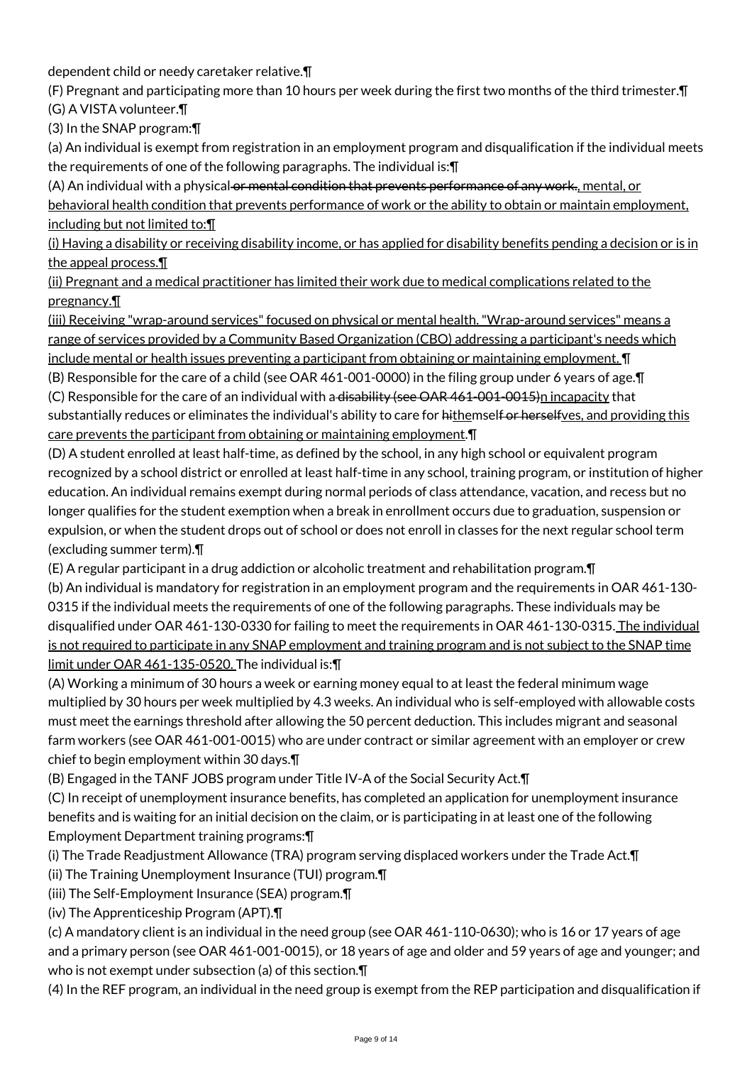dependent child or needy caretaker relative.¶

(F) Pregnant and participating more than 10 hours per week during the first two months of the third trimester.¶

(G) A VISTA volunteer.¶

(3) In the SNAP program:¶

(a) An individual is exempt from registration in an employment program and disqualification if the individual meets the requirements of one of the following paragraphs. The individual is:¶

(A) An individual with a physical ~~or mental condition that prevents performance of any work.~~, mental, or behavioral health condition that prevents performance of work or the ability to obtain or maintain employment, including but not limited to:¶

(i) Having a disability or receiving disability income, or has applied for disability benefits pending a decision or is in the appeal process.¶

(ii) Pregnant and a medical practitioner has limited their work due to medical complications related to the pregnancy.¶

(iii) Receiving "wrap-around services" focused on physical or mental health. "Wrap-around services" means a range of services provided by a Community Based Organization (CBO) addressing a participant's needs which include mental or health issues preventing a participant from obtaining or maintaining employment. ¶

(B) Responsible for the care of a child (see OAR 461-001-0000) in the filing group under 6 years of age.¶

(C) Responsible for the care of an individual with a ~~disability (see OAR 461-001-0015)~~n incapacity that substantially reduces or eliminates the individual's ability to care for ~~hi~~themsel~~f or herself~~ves, and providing this care prevents the participant from obtaining or maintaining employment.¶

(D) A student enrolled at least half-time, as defined by the school, in any high school or equivalent program recognized by a school district or enrolled at least half-time in any school, training program, or institution of higher education. An individual remains exempt during normal periods of class attendance, vacation, and recess but no longer qualifies for the student exemption when a break in enrollment occurs due to graduation, suspension or expulsion, or when the student drops out of school or does not enroll in classes for the next regular school term (excluding summer term).¶

(E) A regular participant in a drug addiction or alcoholic treatment and rehabilitation program.¶

(b) An individual is mandatory for registration in an employment program and the requirements in OAR 461-130-0315 if the individual meets the requirements of one of the following paragraphs. These individuals may be disqualified under OAR 461-130-0330 for failing to meet the requirements in OAR 461-130-0315. The individual is not required to participate in any SNAP employment and training program and is not subject to the SNAP time limit under OAR 461-135-0520. The individual is:¶

(A) Working a minimum of 30 hours a week or earning money equal to at least the federal minimum wage multiplied by 30 hours per week multiplied by 4.3 weeks. An individual who is self-employed with allowable costs must meet the earnings threshold after allowing the 50 percent deduction. This includes migrant and seasonal farm workers (see OAR 461-001-0015) who are under contract or similar agreement with an employer or crew chief to begin employment within 30 days.¶

(B) Engaged in the TANF JOBS program under Title IV-A of the Social Security Act.¶

(C) In receipt of unemployment insurance benefits, has completed an application for unemployment insurance benefits and is waiting for an initial decision on the claim, or is participating in at least one of the following Employment Department training programs:¶

(i) The Trade Readjustment Allowance (TRA) program serving displaced workers under the Trade Act.¶

(ii) The Training Unemployment Insurance (TUI) program.¶

(iii) The Self-Employment Insurance (SEA) program.¶

(iv) The Apprenticeship Program (APT).¶

(c) A mandatory client is an individual in the need group (see OAR 461-110-0630); who is 16 or 17 years of age and a primary person (see OAR 461-001-0015), or 18 years of age and older and 59 years of age and younger; and who is not exempt under subsection (a) of this section.¶

(4) In the REF program, an individual in the need group is exempt from the REP participation and disqualification if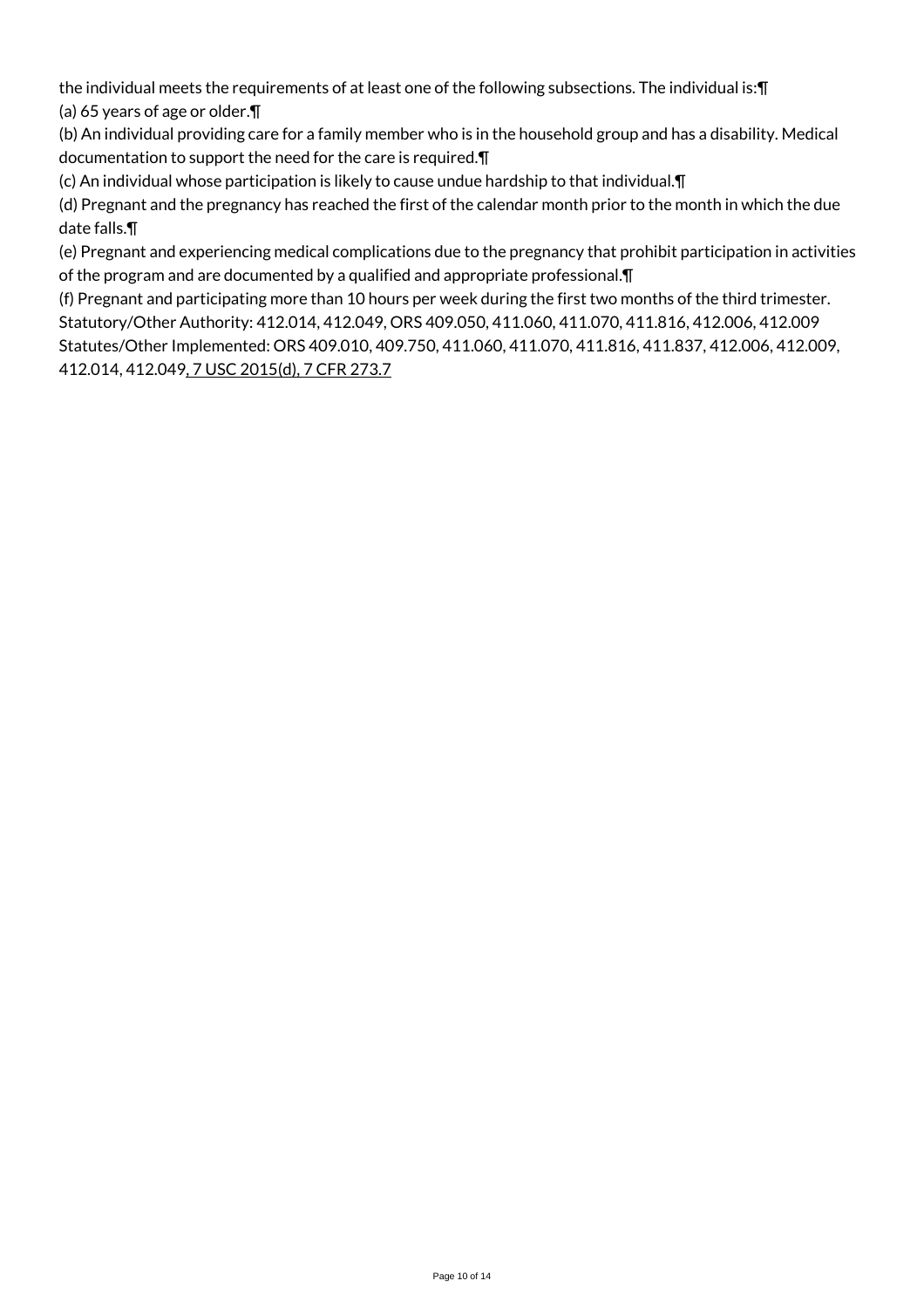the individual meets the requirements of at least one of the following subsections. The individual is:¶
(a) 65 years of age or older.¶
(b) An individual providing care for a family member who is in the household group and has a disability. Medical documentation to support the need for the care is required.¶
(c) An individual whose participation is likely to cause undue hardship to that individual.¶
(d) Pregnant and the pregnancy has reached the first of the calendar month prior to the month in which the due date falls.¶
(e) Pregnant and experiencing medical complications due to the pregnancy that prohibit participation in activities of the program and are documented by a qualified and appropriate professional.¶
(f) Pregnant and participating more than 10 hours per week during the first two months of the third trimester.
Statutory/Other Authority: 412.014, 412.049, ORS 409.050, 411.060, 411.070, 411.816, 412.006, 412.009
Statutes/Other Implemented: ORS 409.010, 409.750, 411.060, 411.070, 411.816, 411.837, 412.006, 412.009, 412.014, 412.049, 7 USC 2015(d), 7 CFR 273.7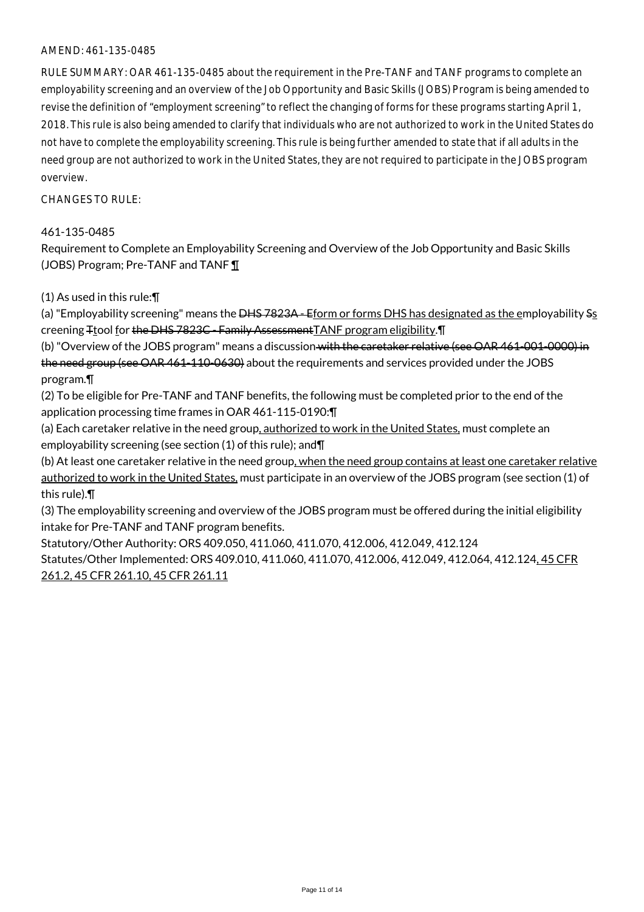AMEND: 461-135-0485

RULE SUMMARY: OAR 461-135-0485 about the requirement in the Pre-TANF and TANF programs to complete an employability screening and an overview of the Job Opportunity and Basic Skills (JOBS) Program is being amended to revise the definition of "employment screening" to reflect the changing of forms for these programs starting April 1, 2018. This rule is also being amended to clarify that individuals who are not authorized to work in the United States do not have to complete the employability screening. This rule is being further amended to state that if all adults in the need group are not authorized to work in the United States, they are not required to participate in the JOBS program overview.

CHANGES TO RULE:

461-135-0485
Requirement to Complete an Employability Screening and Overview of the Job Opportunity and Basic Skills (JOBS) Program; Pre-TANF and TANF ¶

(1) As used in this rule:¶
(a) "Employability screening" means the ~~DHS 7823A - E~~form or forms DHS has designated as the employability ~~S~~screening ~~T~~tool for ~~the DHS 7823C - Family Assessment~~TANF program eligibility.¶
(b) "Overview of the JOBS program" means a discussion ~~with the caretaker relative (see OAR 461-001-0000) in the need group (see OAR 461-110-0630)~~ about the requirements and services provided under the JOBS program.¶
(2) To be eligible for Pre-TANF and TANF benefits, the following must be completed prior to the end of the application processing time frames in OAR 461-115-0190:¶
(a) Each caretaker relative in the need group, authorized to work in the United States, must complete an employability screening (see section (1) of this rule); and¶
(b) At least one caretaker relative in the need group, when the need group contains at least one caretaker relative authorized to work in the United States, must participate in an overview of the JOBS program (see section (1) of this rule).¶
(3) The employability screening and overview of the JOBS program must be offered during the initial eligibility intake for Pre-TANF and TANF program benefits.

Statutory/Other Authority: ORS 409.050, 411.060, 411.070, 412.006, 412.049, 412.124
Statutes/Other Implemented: ORS 409.010, 411.060, 411.070, 412.006, 412.049, 412.064, 412.124, 45 CFR 261.2, 45 CFR 261.10, 45 CFR 261.11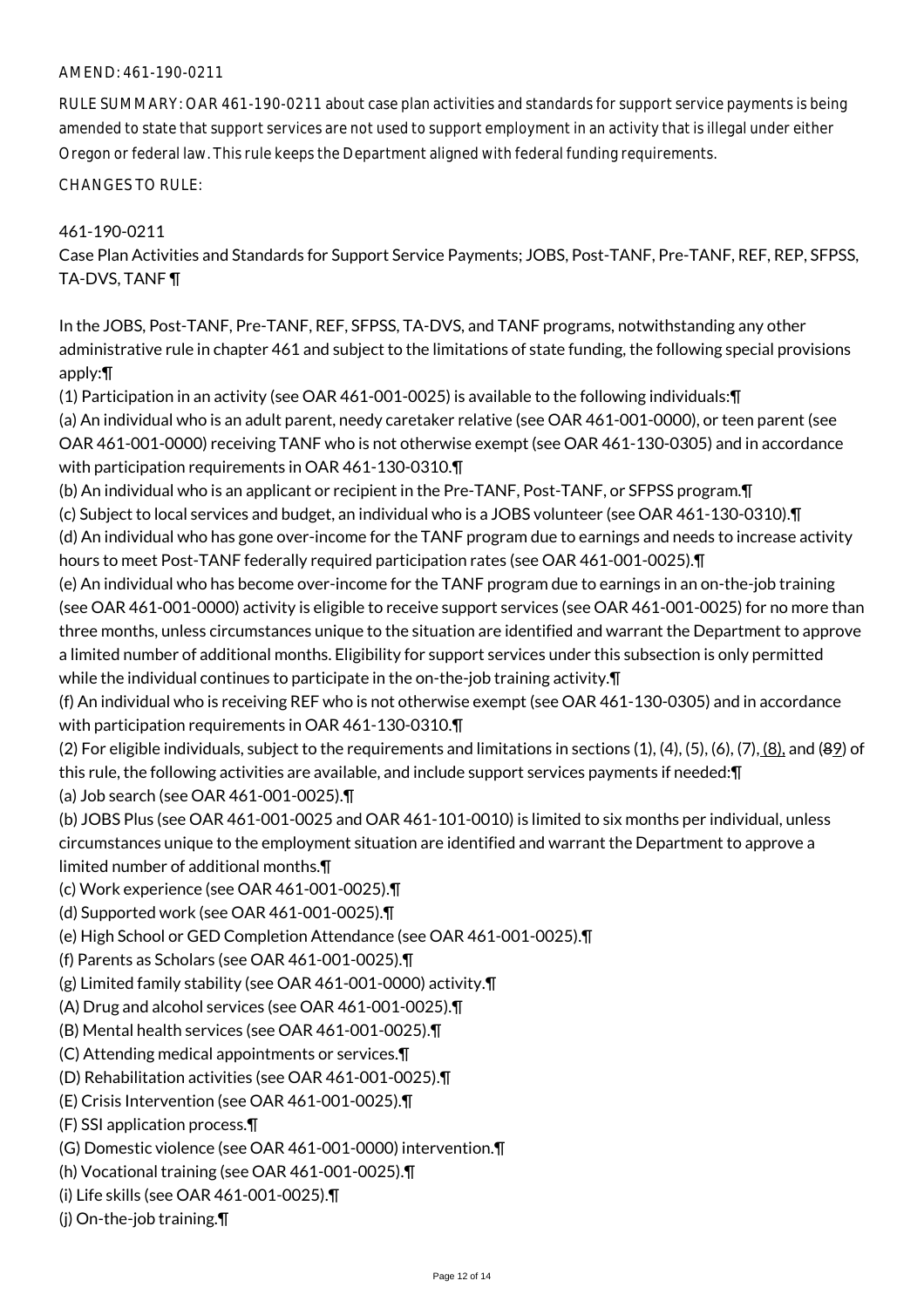AMEND: 461-190-0211

RULE SUMMARY: OAR 461-190-0211 about case plan activities and standards for support service payments is being amended to state that support services are not used to support employment in an activity that is illegal under either Oregon or federal law. This rule keeps the Department aligned with federal funding requirements.

CHANGES TO RULE:

461-190-0211
Case Plan Activities and Standards for Support Service Payments; JOBS, Post-TANF, Pre-TANF, REF, REP, SFPSS, TA-DVS, TANF ¶

In the JOBS, Post-TANF, Pre-TANF, REF, SFPSS, TA-DVS, and TANF programs, notwithstanding any other administrative rule in chapter 461 and subject to the limitations of state funding, the following special provisions apply:¶

(1) Participation in an activity (see OAR 461-001-0025) is available to the following individuals:¶
(a) An individual who is an adult parent, needy caretaker relative (see OAR 461-001-0000), or teen parent (see OAR 461-001-0000) receiving TANF who is not otherwise exempt (see OAR 461-130-0305) and in accordance with participation requirements in OAR 461-130-0310.¶
(b) An individual who is an applicant or recipient in the Pre-TANF, Post-TANF, or SFPSS program.¶
(c) Subject to local services and budget, an individual who is a JOBS volunteer (see OAR 461-130-0310).¶
(d) An individual who has gone over-income for the TANF program due to earnings and needs to increase activity hours to meet Post-TANF federally required participation rates (see OAR 461-001-0025).¶
(e) An individual who has become over-income for the TANF program due to earnings in an on-the-job training (see OAR 461-001-0000) activity is eligible to receive support services (see OAR 461-001-0025) for no more than three months, unless circumstances unique to the situation are identified and warrant the Department to approve a limited number of additional months. Eligibility for support services under this subsection is only permitted while the individual continues to participate in the on-the-job training activity.¶
(f) An individual who is receiving REF who is not otherwise exempt (see OAR 461-130-0305) and in accordance with participation requirements in OAR 461-130-0310.¶
(2) For eligible individuals, subject to the requirements and limitations in sections (1), (4), (5), (6), (7), (8), and (~~8~~9) of this rule, the following activities are available, and include support services payments if needed:¶
(a) Job search (see OAR 461-001-0025).¶
(b) JOBS Plus (see OAR 461-001-0025 and OAR 461-101-0010) is limited to six months per individual, unless circumstances unique to the employment situation are identified and warrant the Department to approve a limited number of additional months.¶
(c) Work experience (see OAR 461-001-0025).¶
(d) Supported work (see OAR 461-001-0025).¶
(e) High School or GED Completion Attendance (see OAR 461-001-0025).¶
(f) Parents as Scholars (see OAR 461-001-0025).¶
(g) Limited family stability (see OAR 461-001-0000) activity.¶
(A) Drug and alcohol services (see OAR 461-001-0025).¶
(B) Mental health services (see OAR 461-001-0025).¶
(C) Attending medical appointments or services.¶
(D) Rehabilitation activities (see OAR 461-001-0025).¶
(E) Crisis Intervention (see OAR 461-001-0025).¶
(F) SSI application process.¶
(G) Domestic violence (see OAR 461-001-0000) intervention.¶
(h) Vocational training (see OAR 461-001-0025).¶
(i) Life skills (see OAR 461-001-0025).¶
(j) On-the-job training.¶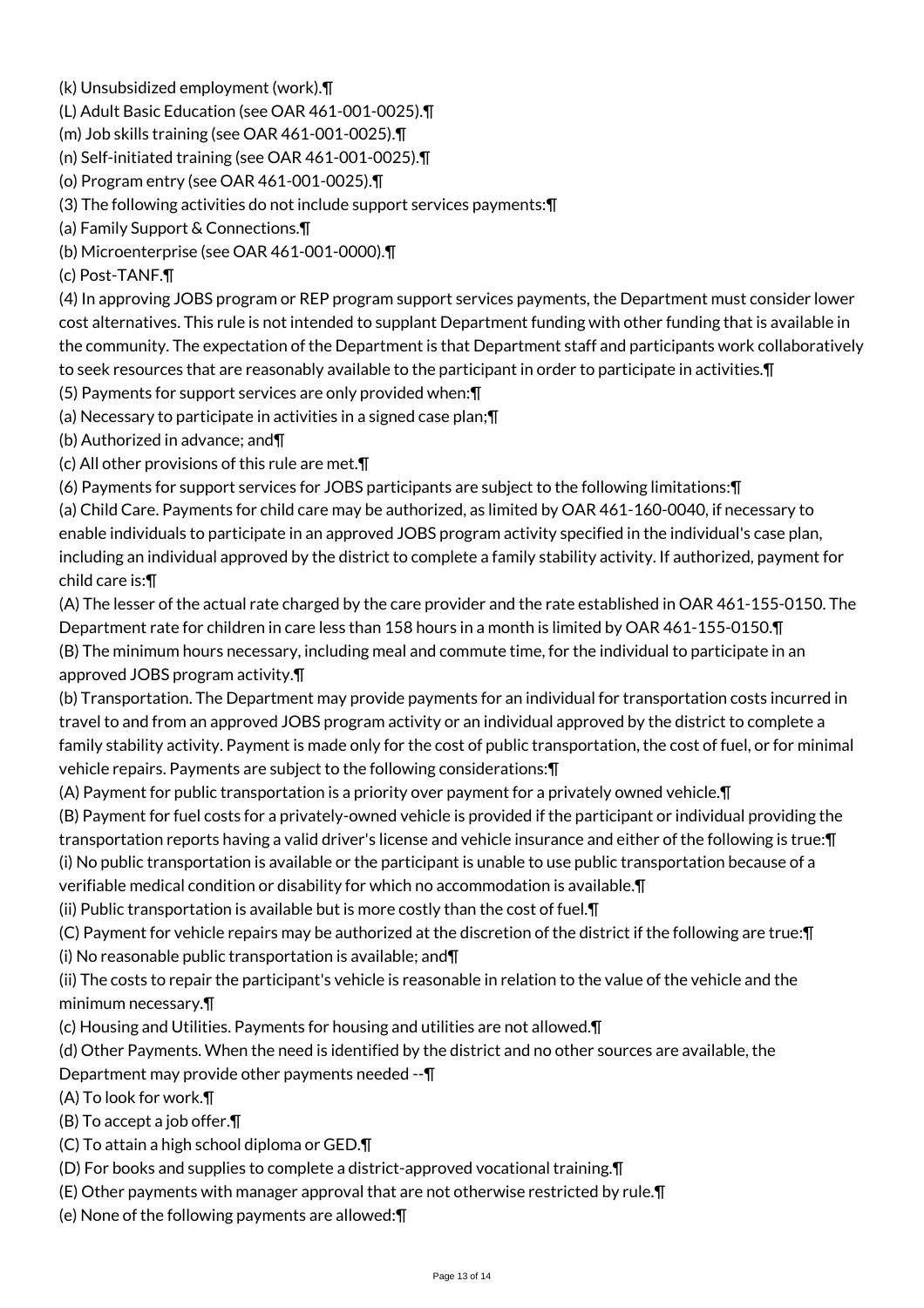(k) Unsubsidized employment (work).¶

(L) Adult Basic Education (see OAR 461-001-0025).¶

(m) Job skills training (see OAR 461-001-0025).¶

(n) Self-initiated training (see OAR 461-001-0025).¶

(o) Program entry (see OAR 461-001-0025).¶

(3) The following activities do not include support services payments:¶

(a) Family Support & Connections.¶

(b) Microenterprise (see OAR 461-001-0000).¶

(c) Post-TANF.¶

(4) In approving JOBS program or REP program support services payments, the Department must consider lower cost alternatives. This rule is not intended to supplant Department funding with other funding that is available in the community. The expectation of the Department is that Department staff and participants work collaboratively to seek resources that are reasonably available to the participant in order to participate in activities.¶

(5) Payments for support services are only provided when:¶

(a) Necessary to participate in activities in a signed case plan;¶

(b) Authorized in advance; and¶

(c) All other provisions of this rule are met.¶

(6) Payments for support services for JOBS participants are subject to the following limitations:¶

(a) Child Care. Payments for child care may be authorized, as limited by OAR 461-160-0040, if necessary to enable individuals to participate in an approved JOBS program activity specified in the individual's case plan, including an individual approved by the district to complete a family stability activity. If authorized, payment for child care is:¶

(A) The lesser of the actual rate charged by the care provider and the rate established in OAR 461-155-0150. The Department rate for children in care less than 158 hours in a month is limited by OAR 461-155-0150.¶

(B) The minimum hours necessary, including meal and commute time, for the individual to participate in an approved JOBS program activity.¶

(b) Transportation. The Department may provide payments for an individual for transportation costs incurred in travel to and from an approved JOBS program activity or an individual approved by the district to complete a family stability activity. Payment is made only for the cost of public transportation, the cost of fuel, or for minimal vehicle repairs. Payments are subject to the following considerations:¶

(A) Payment for public transportation is a priority over payment for a privately owned vehicle.¶

(B) Payment for fuel costs for a privately-owned vehicle is provided if the participant or individual providing the transportation reports having a valid driver's license and vehicle insurance and either of the following is true:¶

(i) No public transportation is available or the participant is unable to use public transportation because of a verifiable medical condition or disability for which no accommodation is available.¶

(ii) Public transportation is available but is more costly than the cost of fuel.¶

(C) Payment for vehicle repairs may be authorized at the discretion of the district if the following are true:¶

(i) No reasonable public transportation is available; and¶

(ii) The costs to repair the participant's vehicle is reasonable in relation to the value of the vehicle and the minimum necessary.¶

(c) Housing and Utilities. Payments for housing and utilities are not allowed.¶

(d) Other Payments. When the need is identified by the district and no other sources are available, the Department may provide other payments needed --¶

(A) To look for work.¶

(B) To accept a job offer.¶

(C) To attain a high school diploma or GED.¶

(D) For books and supplies to complete a district-approved vocational training.¶

(E) Other payments with manager approval that are not otherwise restricted by rule.¶

(e) None of the following payments are allowed:¶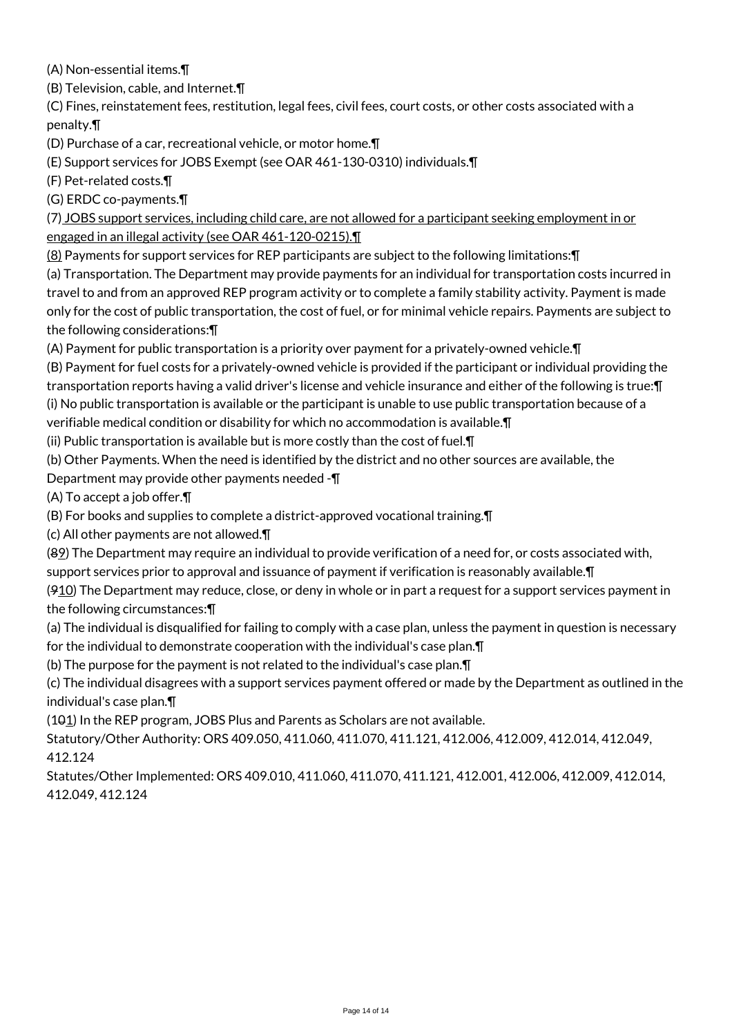(A) Non-essential items.¶

(B) Television, cable, and Internet.¶

(C) Fines, reinstatement fees, restitution, legal fees, civil fees, court costs, or other costs associated with a penalty.¶

(D) Purchase of a car, recreational vehicle, or motor home.¶

(E) Support services for JOBS Exempt (see OAR 461-130-0310) individuals.¶

(F) Pet-related costs.¶

(G) ERDC co-payments.¶

(7) JOBS support services, including child care, are not allowed for a participant seeking employment in or engaged in an illegal activity (see OAR 461-120-0215).¶

(8) Payments for support services for REP participants are subject to the following limitations:¶

(a) Transportation. The Department may provide payments for an individual for transportation costs incurred in travel to and from an approved REP program activity or to complete a family stability activity. Payment is made only for the cost of public transportation, the cost of fuel, or for minimal vehicle repairs. Payments are subject to the following considerations:¶

(A) Payment for public transportation is a priority over payment for a privately-owned vehicle.¶

(B) Payment for fuel costs for a privately-owned vehicle is provided if the participant or individual providing the transportation reports having a valid driver's license and vehicle insurance and either of the following is true:¶

(i) No public transportation is available or the participant is unable to use public transportation because of a verifiable medical condition or disability for which no accommodation is available.¶

(ii) Public transportation is available but is more costly than the cost of fuel.¶

(b) Other Payments. When the need is identified by the district and no other sources are available, the Department may provide other payments needed -¶

(A) To accept a job offer.¶

(B) For books and supplies to complete a district-approved vocational training.¶

(c) All other payments are not allowed.¶

(~~8~~9) The Department may require an individual to provide verification of a need for, or costs associated with, support services prior to approval and issuance of payment if verification is reasonably available.¶

(~~9~~10) The Department may reduce, close, or deny in whole or in part a request for a support services payment in the following circumstances:¶

(a) The individual is disqualified for failing to comply with a case plan, unless the payment in question is necessary for the individual to demonstrate cooperation with the individual's case plan.¶

(b) The purpose for the payment is not related to the individual's case plan.¶

(c) The individual disagrees with a support services payment offered or made by the Department as outlined in the individual's case plan.¶

(1~~0~~1) In the REP program, JOBS Plus and Parents as Scholars are not available.

Statutory/Other Authority: ORS 409.050, 411.060, 411.070, 411.121, 412.006, 412.009, 412.014, 412.049, 412.124

Statutes/Other Implemented: ORS 409.010, 411.060, 411.070, 411.121, 412.001, 412.006, 412.009, 412.014, 412.049, 412.124